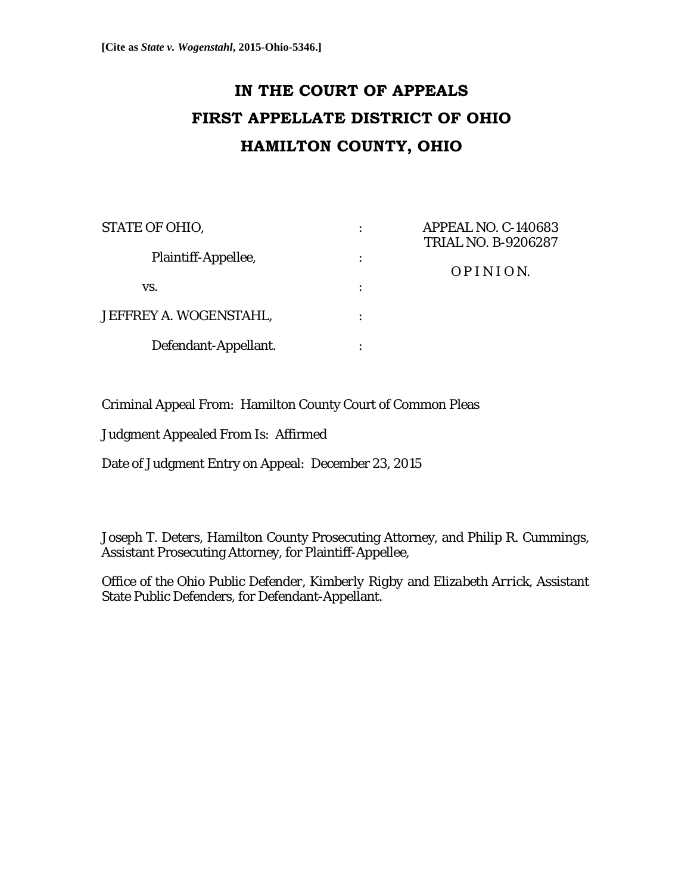**[Cite as *State v. Wogenstahl*, 2015-Ohio-5346.]**

# IN THE COURT OF APPEALS
# FIRST APPELLATE DISTRICT OF OHIO
# HAMILTON COUNTY, OHIO

| | | |
|---|---|---|
| STATE OF OHIO, | : | APPEAL NO. C-140683<br>TRIAL NO. B-9206287 |
| Plaintiff-Appellee, | : | O P I N I O N. |
| vs. | : | |
| JEFFREY A. WOGENSTAHL, | : | |
| Defendant-Appellant. | : | |

Criminal Appeal From: Hamilton County Court of Common Pleas

Judgment Appealed From Is: Affirmed

Date of Judgment Entry on Appeal: December 23, 2015

Joseph T. Deters, Hamilton County Prosecuting Attorney, and Philip R. Cummings, Assistant Prosecuting Attorney, for Plaintiff-Appellee,

Office of the Ohio Public Defender, Kimberly Rigby and Elizabeth Arrick, Assistant State Public Defenders, for Defendant-Appellant.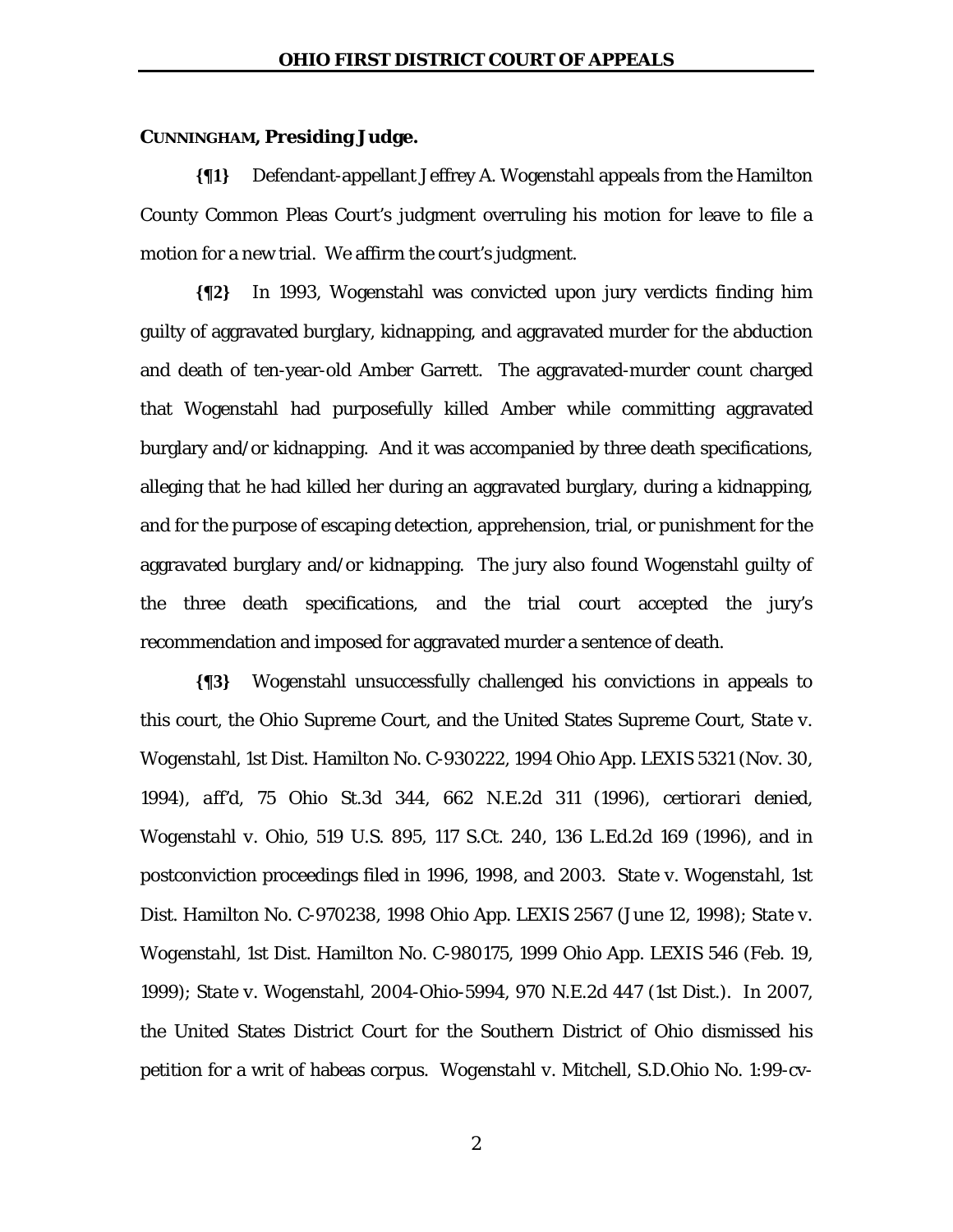**CUNNINGHAM, Presiding Judge.**

**{¶1}** Defendant-appellant Jeffrey A. Wogenstahl appeals from the Hamilton County Common Pleas Court's judgment overruling his motion for leave to file a motion for a new trial. We affirm the court's judgment.

**{¶2}** In 1993, Wogenstahl was convicted upon jury verdicts finding him guilty of aggravated burglary, kidnapping, and aggravated murder for the abduction and death of ten-year-old Amber Garrett. The aggravated-murder count charged that Wogenstahl had purposefully killed Amber while committing aggravated burglary and/or kidnapping. And it was accompanied by three death specifications, alleging that he had killed her during an aggravated burglary, during a kidnapping, and for the purpose of escaping detection, apprehension, trial, or punishment for the aggravated burglary and/or kidnapping. The jury also found Wogenstahl guilty of the three death specifications, and the trial court accepted the jury's recommendation and imposed for aggravated murder a sentence of death.

**{¶3}** Wogenstahl unsuccessfully challenged his convictions in appeals to this court, the Ohio Supreme Court, and the United States Supreme Court, *State v. Wogenstahl*, 1st Dist. Hamilton No. C-930222, 1994 Ohio App. LEXIS 5321 (Nov. 30, 1994), *aff'd*, 75 Ohio St.3d 344, 662 N.E.2d 311 (1996), *certiorari denied*, *Wogenstahl v. Ohio*, 519 U.S. 895, 117 S.Ct. 240, 136 L.Ed.2d 169 (1996), and in postconviction proceedings filed in 1996, 1998, and 2003. *State v. Wogenstahl*, 1st Dist. Hamilton No. C-970238, 1998 Ohio App. LEXIS 2567 (June 12, 1998); *State v. Wogenstahl*, 1st Dist. Hamilton No. C-980175, 1999 Ohio App. LEXIS 546 (Feb. 19, 1999); *State v. Wogenstahl*, 2004-Ohio-5994, 970 N.E.2d 447 (1st Dist.). In 2007, the United States District Court for the Southern District of Ohio dismissed his petition for a writ of habeas corpus. *Wogenstahl v. Mitchell*, S.D.Ohio No. 1:99-cv-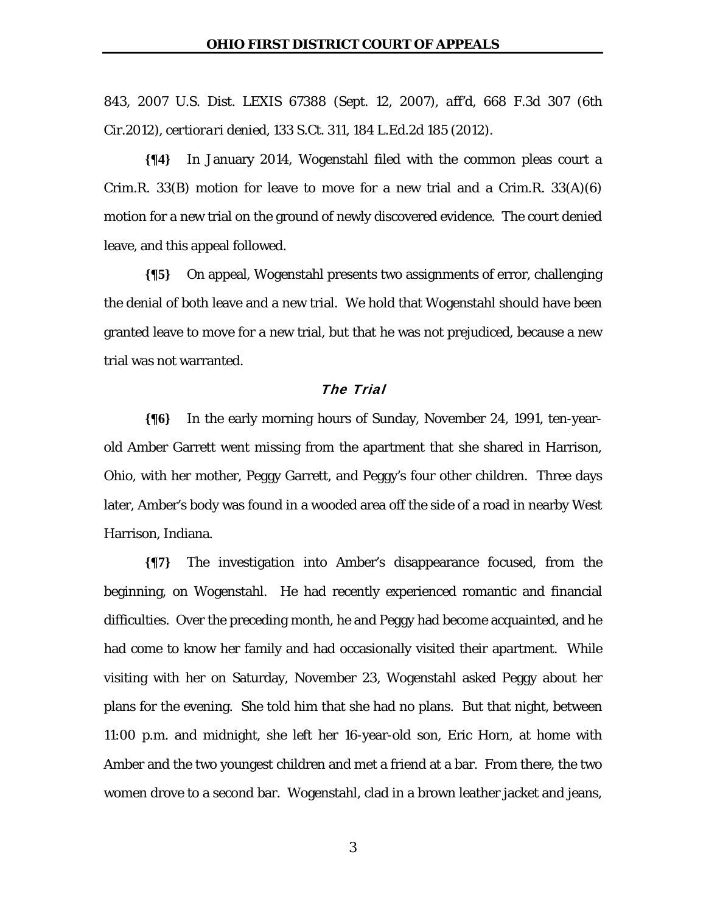843, 2007 U.S. Dist. LEXIS 67388 (Sept. 12, 2007), *aff'd*, 668 F.3d 307 (6th Cir.2012), *certiorari denied*, 133 S.Ct. 311, 184 L.Ed.2d 185 (2012).

**{¶4}** In January 2014, Wogenstahl filed with the common pleas court a Crim.R. 33(B) motion for leave to move for a new trial and a Crim.R. 33(A)(6) motion for a new trial on the ground of newly discovered evidence. The court denied leave, and this appeal followed.

**{¶5}** On appeal, Wogenstahl presents two assignments of error, challenging the denial of both leave and a new trial. We hold that Wogenstahl should have been granted leave to move for a new trial, but that he was not prejudiced, because a new trial was not warranted.

## The Trial

**{¶6}** In the early morning hours of Sunday, November 24, 1991, ten-year-old Amber Garrett went missing from the apartment that she shared in Harrison, Ohio, with her mother, Peggy Garrett, and Peggy's four other children. Three days later, Amber's body was found in a wooded area off the side of a road in nearby West Harrison, Indiana.

**{¶7}** The investigation into Amber's disappearance focused, from the beginning, on Wogenstahl. He had recently experienced romantic and financial difficulties. Over the preceding month, he and Peggy had become acquainted, and he had come to know her family and had occasionally visited their apartment. While visiting with her on Saturday, November 23, Wogenstahl asked Peggy about her plans for the evening. She told him that she had no plans. But that night, between 11:00 p.m. and midnight, she left her 16-year-old son, Eric Horn, at home with Amber and the two youngest children and met a friend at a bar. From there, the two women drove to a second bar. Wogenstahl, clad in a brown leather jacket and jeans,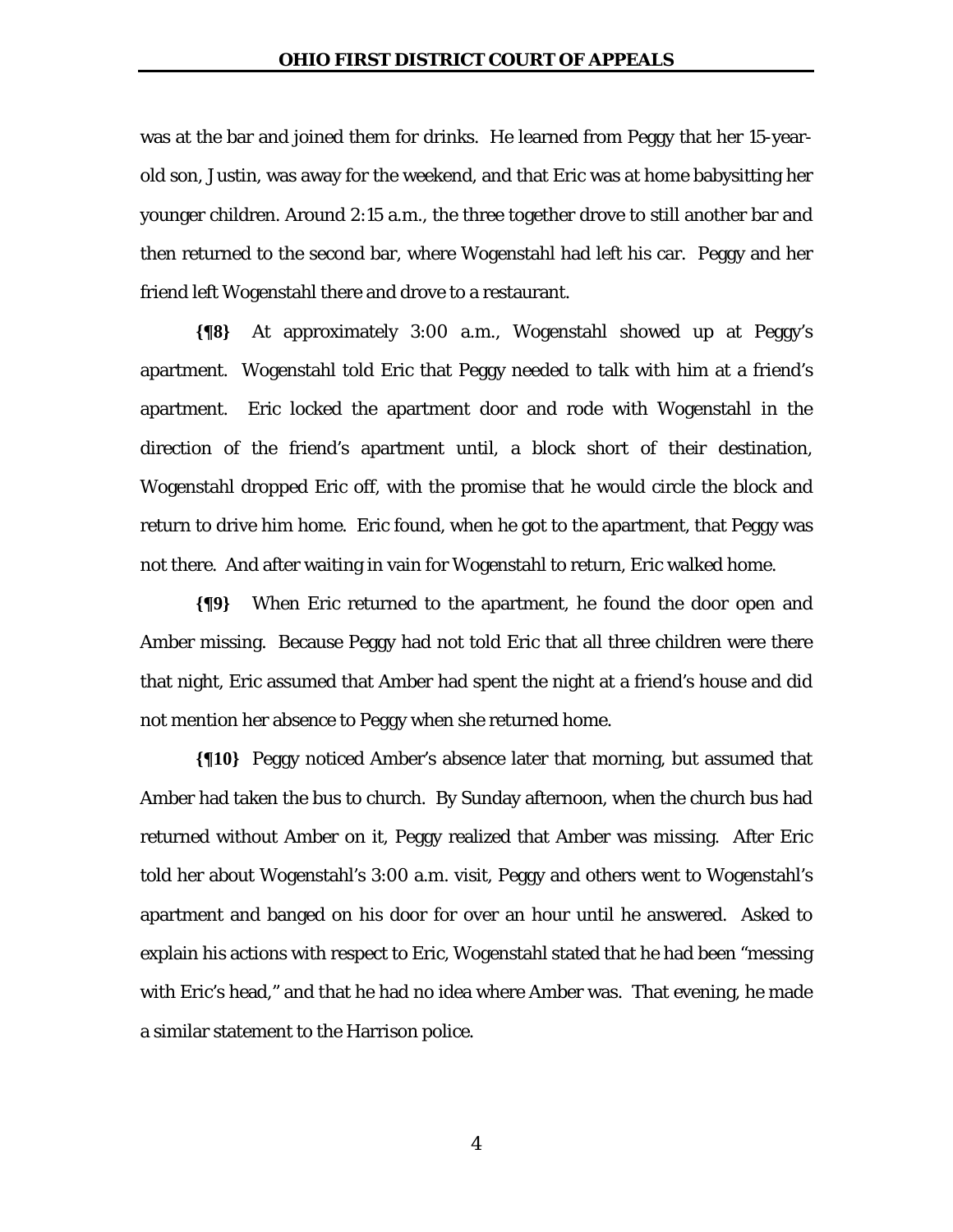was at the bar and joined them for drinks. He learned from Peggy that her 15-year-old son, Justin, was away for the weekend, and that Eric was at home babysitting her younger children. Around 2:15 a.m., the three together drove to still another bar and then returned to the second bar, where Wogenstahl had left his car. Peggy and her friend left Wogenstahl there and drove to a restaurant.

**{¶8}** At approximately 3:00 a.m., Wogenstahl showed up at Peggy's apartment. Wogenstahl told Eric that Peggy needed to talk with him at a friend's apartment. Eric locked the apartment door and rode with Wogenstahl in the direction of the friend's apartment until, a block short of their destination, Wogenstahl dropped Eric off, with the promise that he would circle the block and return to drive him home. Eric found, when he got to the apartment, that Peggy was not there. And after waiting in vain for Wogenstahl to return, Eric walked home.

**{¶9}** When Eric returned to the apartment, he found the door open and Amber missing. Because Peggy had not told Eric that all three children were there that night, Eric assumed that Amber had spent the night at a friend's house and did not mention her absence to Peggy when she returned home.

**{¶10}** Peggy noticed Amber's absence later that morning, but assumed that Amber had taken the bus to church. By Sunday afternoon, when the church bus had returned without Amber on it, Peggy realized that Amber was missing. After Eric told her about Wogenstahl's 3:00 a.m. visit, Peggy and others went to Wogenstahl's apartment and banged on his door for over an hour until he answered. Asked to explain his actions with respect to Eric, Wogenstahl stated that he had been "messing with Eric's head," and that he had no idea where Amber was. That evening, he made a similar statement to the Harrison police.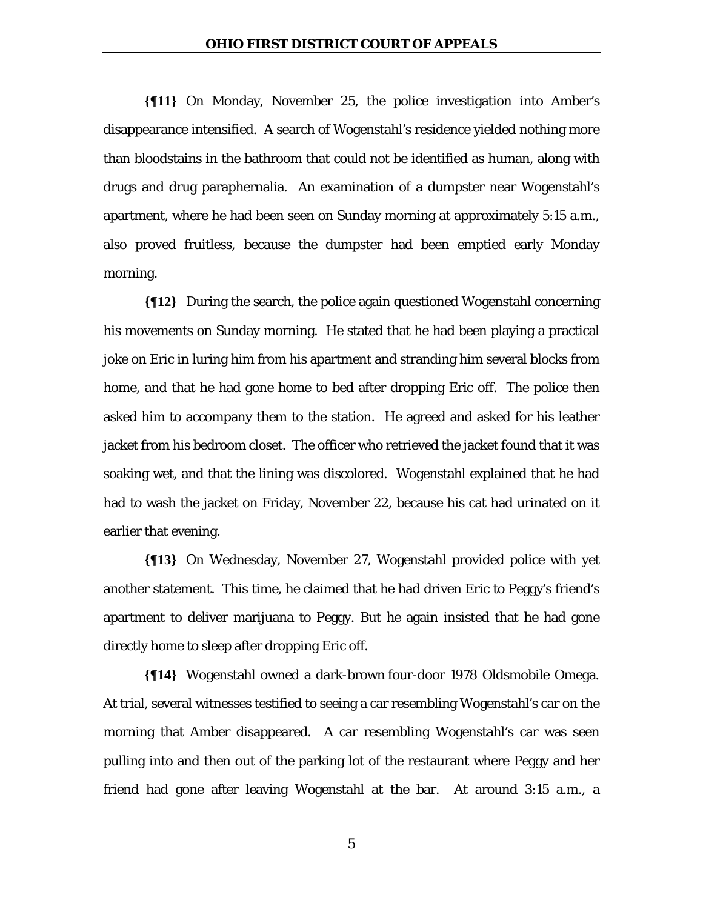**{¶11}** On Monday, November 25, the police investigation into Amber's disappearance intensified. A search of Wogenstahl's residence yielded nothing more than bloodstains in the bathroom that could not be identified as human, along with drugs and drug paraphernalia. An examination of a dumpster near Wogenstahl's apartment, where he had been seen on Sunday morning at approximately 5:15 a.m., also proved fruitless, because the dumpster had been emptied early Monday morning.

**{¶12}** During the search, the police again questioned Wogenstahl concerning his movements on Sunday morning. He stated that he had been playing a practical joke on Eric in luring him from his apartment and stranding him several blocks from home, and that he had gone home to bed after dropping Eric off. The police then asked him to accompany them to the station. He agreed and asked for his leather jacket from his bedroom closet. The officer who retrieved the jacket found that it was soaking wet, and that the lining was discolored. Wogenstahl explained that he had had to wash the jacket on Friday, November 22, because his cat had urinated on it earlier that evening.

**{¶13}** On Wednesday, November 27, Wogenstahl provided police with yet another statement. This time, he claimed that he had driven Eric to Peggy's friend's apartment to deliver marijuana to Peggy. But he again insisted that he had gone directly home to sleep after dropping Eric off.

**{¶14}** Wogenstahl owned a dark-brown four-door 1978 Oldsmobile Omega. At trial, several witnesses testified to seeing a car resembling Wogenstahl's car on the morning that Amber disappeared. A car resembling Wogenstahl's car was seen pulling into and then out of the parking lot of the restaurant where Peggy and her friend had gone after leaving Wogenstahl at the bar. At around 3:15 a.m., a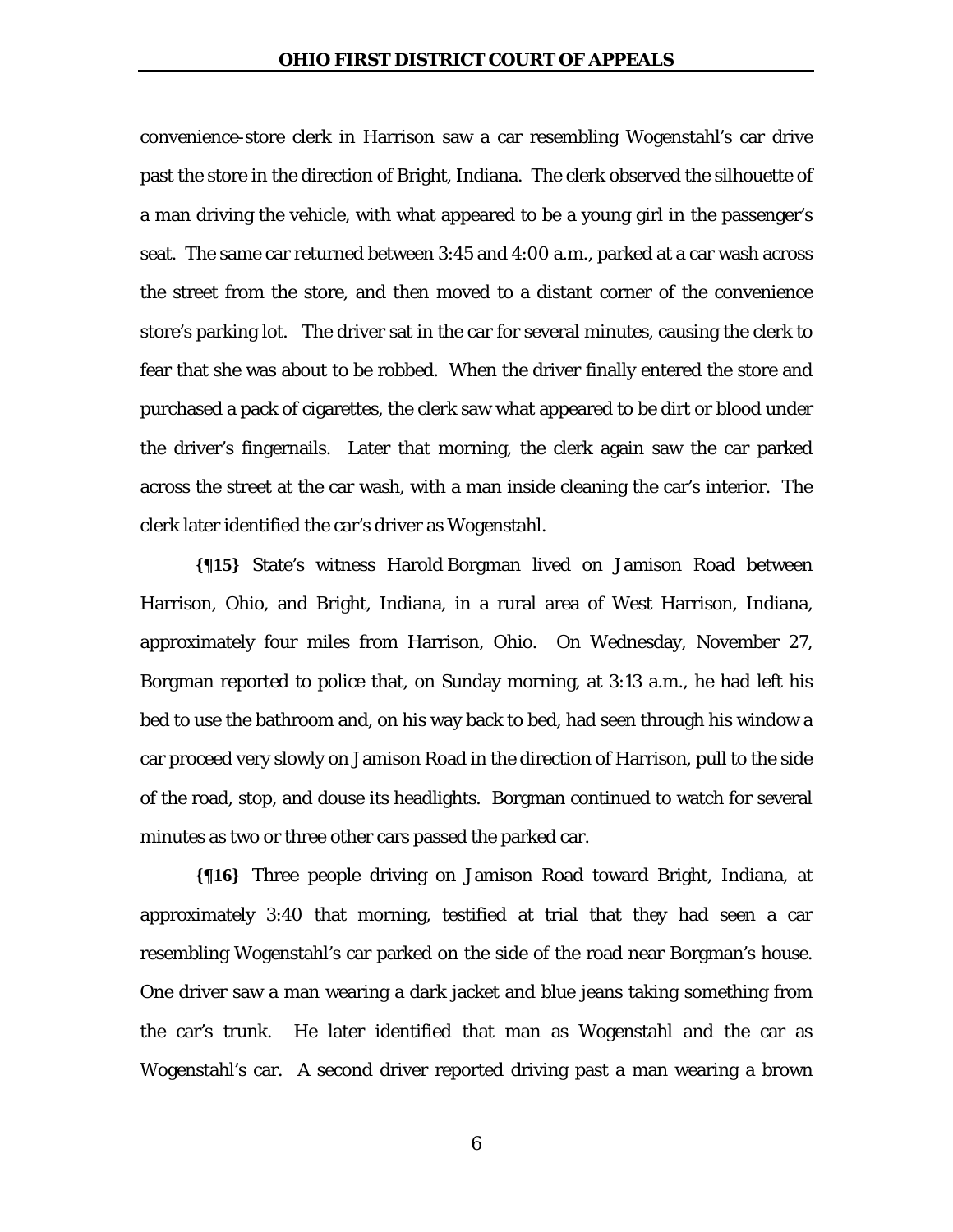convenience-store clerk in Harrison saw a car resembling Wogenstahl's car drive past the store in the direction of Bright, Indiana. The clerk observed the silhouette of a man driving the vehicle, with what appeared to be a young girl in the passenger's seat. The same car returned between 3:45 and 4:00 a.m., parked at a car wash across the street from the store, and then moved to a distant corner of the convenience store's parking lot. The driver sat in the car for several minutes, causing the clerk to fear that she was about to be robbed. When the driver finally entered the store and purchased a pack of cigarettes, the clerk saw what appeared to be dirt or blood under the driver's fingernails. Later that morning, the clerk again saw the car parked across the street at the car wash, with a man inside cleaning the car's interior. The clerk later identified the car's driver as Wogenstahl.

**{¶15}** State's witness Harold Borgman lived on Jamison Road between Harrison, Ohio, and Bright, Indiana, in a rural area of West Harrison, Indiana, approximately four miles from Harrison, Ohio. On Wednesday, November 27, Borgman reported to police that, on Sunday morning, at 3:13 a.m., he had left his bed to use the bathroom and, on his way back to bed, had seen through his window a car proceed very slowly on Jamison Road in the direction of Harrison, pull to the side of the road, stop, and douse its headlights. Borgman continued to watch for several minutes as two or three other cars passed the parked car.

**{¶16}** Three people driving on Jamison Road toward Bright, Indiana, at approximately 3:40 that morning, testified at trial that they had seen a car resembling Wogenstahl's car parked on the side of the road near Borgman's house. One driver saw a man wearing a dark jacket and blue jeans taking something from the car's trunk. He later identified that man as Wogenstahl and the car as Wogenstahl's car. A second driver reported driving past a man wearing a brown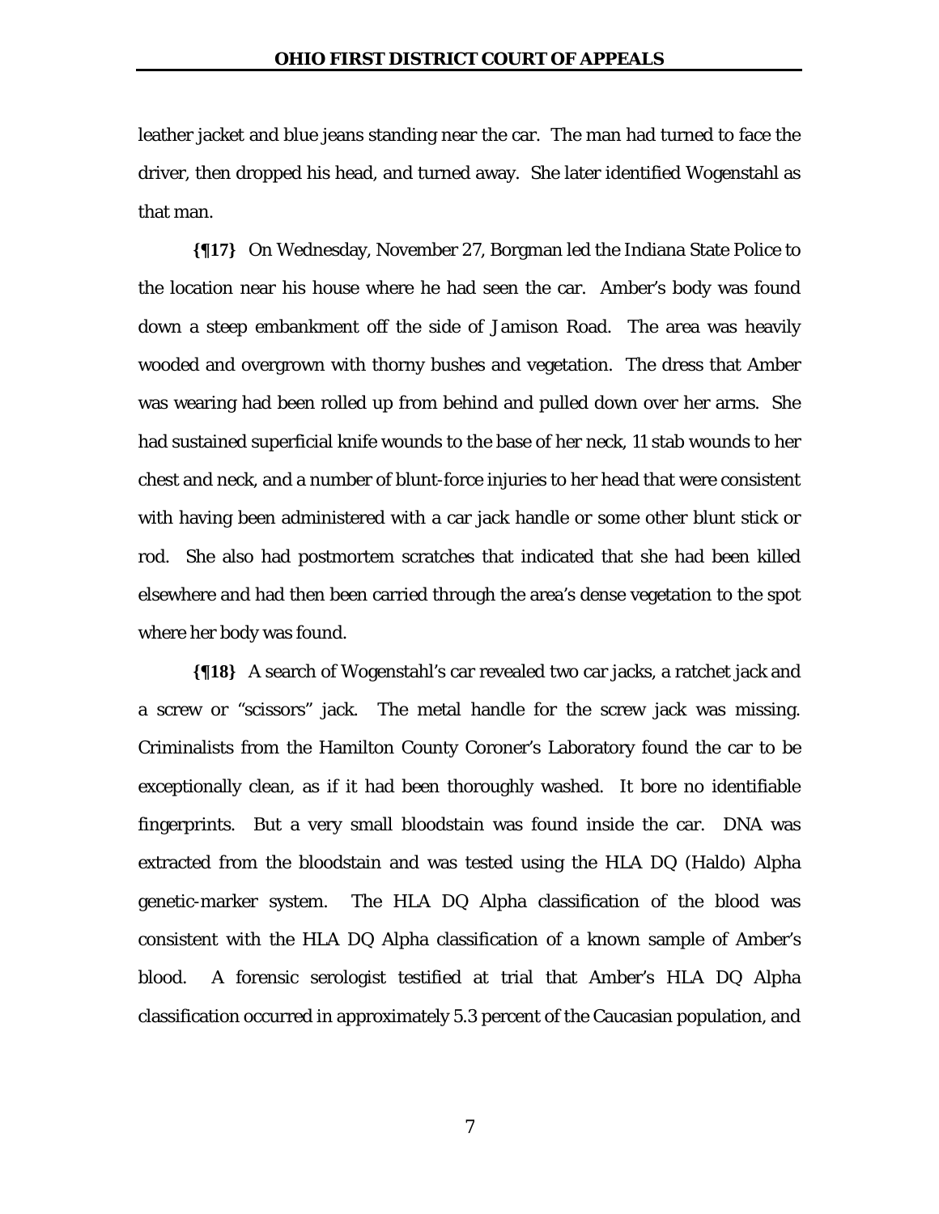leather jacket and blue jeans standing near the car. The man had turned to face the driver, then dropped his head, and turned away. She later identified Wogenstahl as that man.

**{¶17}** On Wednesday, November 27, Borgman led the Indiana State Police to the location near his house where he had seen the car. Amber's body was found down a steep embankment off the side of Jamison Road. The area was heavily wooded and overgrown with thorny bushes and vegetation. The dress that Amber was wearing had been rolled up from behind and pulled down over her arms. She had sustained superficial knife wounds to the base of her neck, 11 stab wounds to her chest and neck, and a number of blunt-force injuries to her head that were consistent with having been administered with a car jack handle or some other blunt stick or rod. She also had postmortem scratches that indicated that she had been killed elsewhere and had then been carried through the area's dense vegetation to the spot where her body was found.

**{¶18}** A search of Wogenstahl's car revealed two car jacks, a ratchet jack and a screw or "scissors" jack. The metal handle for the screw jack was missing. Criminalists from the Hamilton County Coroner's Laboratory found the car to be exceptionally clean, as if it had been thoroughly washed. It bore no identifiable fingerprints. But a very small bloodstain was found inside the car. DNA was extracted from the bloodstain and was tested using the HLA DQ (Haldo) Alpha genetic-marker system. The HLA DQ Alpha classification of the blood was consistent with the HLA DQ Alpha classification of a known sample of Amber's blood. A forensic serologist testified at trial that Amber's HLA DQ Alpha classification occurred in approximately 5.3 percent of the Caucasian population, and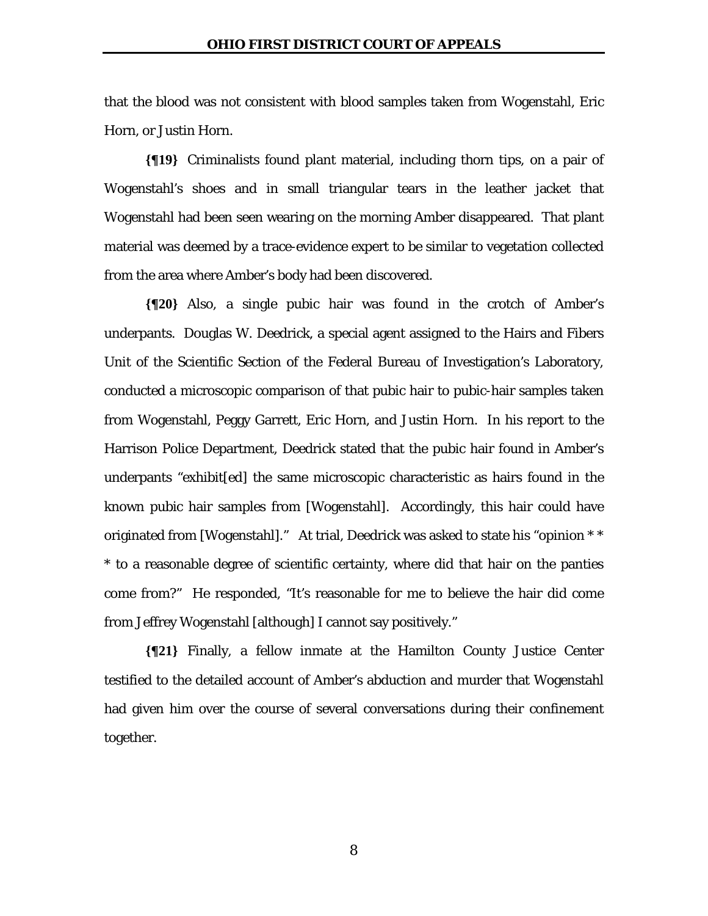that the blood was not consistent with blood samples taken from Wogenstahl, Eric Horn, or Justin Horn.

**{¶19}** Criminalists found plant material, including thorn tips, on a pair of Wogenstahl's shoes and in small triangular tears in the leather jacket that Wogenstahl had been seen wearing on the morning Amber disappeared. That plant material was deemed by a trace-evidence expert to be similar to vegetation collected from the area where Amber's body had been discovered.

**{¶20}** Also, a single pubic hair was found in the crotch of Amber's underpants. Douglas W. Deedrick, a special agent assigned to the Hairs and Fibers Unit of the Scientific Section of the Federal Bureau of Investigation's Laboratory, conducted a microscopic comparison of that pubic hair to pubic-hair samples taken from Wogenstahl, Peggy Garrett, Eric Horn, and Justin Horn. In his report to the Harrison Police Department, Deedrick stated that the pubic hair found in Amber's underpants "exhibit[ed] the same microscopic characteristic as hairs found in the known pubic hair samples from [Wogenstahl]. Accordingly, this hair could have originated from [Wogenstahl]." At trial, Deedrick was asked to state his "opinion * * * to a reasonable degree of scientific certainty, where did that hair on the panties come from?" He responded, "It's reasonable for me to believe the hair did come from Jeffrey Wogenstahl [although] I cannot say positively."

**{¶21}** Finally, a fellow inmate at the Hamilton County Justice Center testified to the detailed account of Amber's abduction and murder that Wogenstahl had given him over the course of several conversations during their confinement together.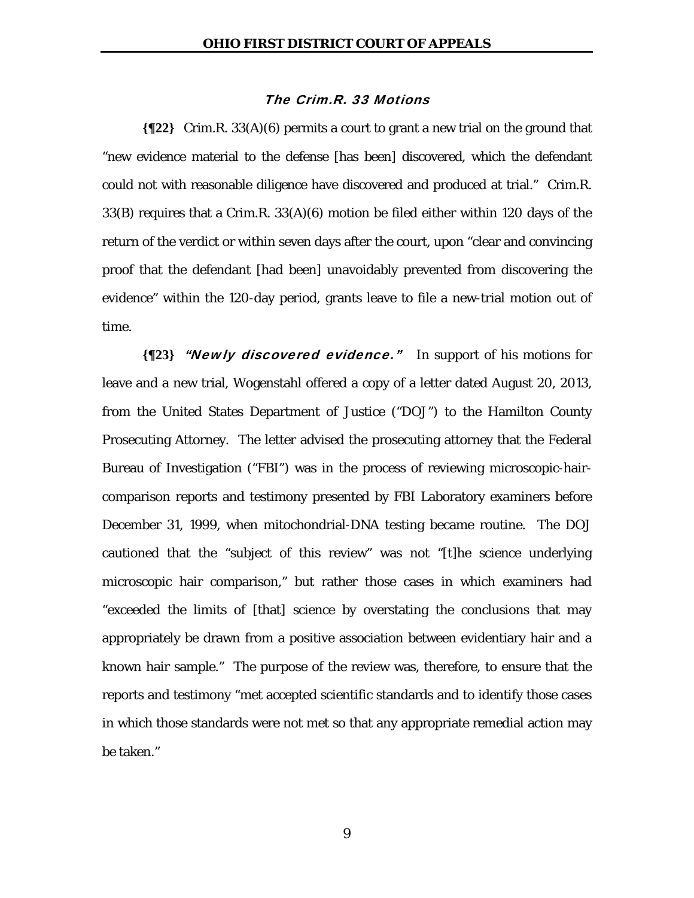### *The Crim.R. 33 Motions*

**{¶22}** Crim.R. 33(A)(6) permits a court to grant a new trial on the ground that "new evidence material to the defense [has been] discovered, which the defendant could not with reasonable diligence have discovered and produced at trial." Crim.R. 33(B) requires that a Crim.R. 33(A)(6) motion be filed either within 120 days of the return of the verdict or within seven days after the court, upon "clear and convincing proof that the defendant [had been] unavoidably prevented from discovering the evidence" within the 120-day period, grants leave to file a new-trial motion out of time.

**{¶23}** ***"Newly discovered evidence."*** In support of his motions for leave and a new trial, Wogenstahl offered a copy of a letter dated August 20, 2013, from the United States Department of Justice ("DOJ") to the Hamilton County Prosecuting Attorney. The letter advised the prosecuting attorney that the Federal Bureau of Investigation ("FBI") was in the process of reviewing microscopic-hair-comparison reports and testimony presented by FBI Laboratory examiners before December 31, 1999, when mitochondrial-DNA testing became routine. The DOJ cautioned that the "subject of this review" was not "[t]he science underlying microscopic hair comparison," but rather those cases in which examiners had "exceeded the limits of [that] science by overstating the conclusions that may appropriately be drawn from a positive association between evidentiary hair and a known hair sample." The purpose of the review was, therefore, to ensure that the reports and testimony "met accepted scientific standards and to identify those cases in which those standards were not met so that any appropriate remedial action may be taken."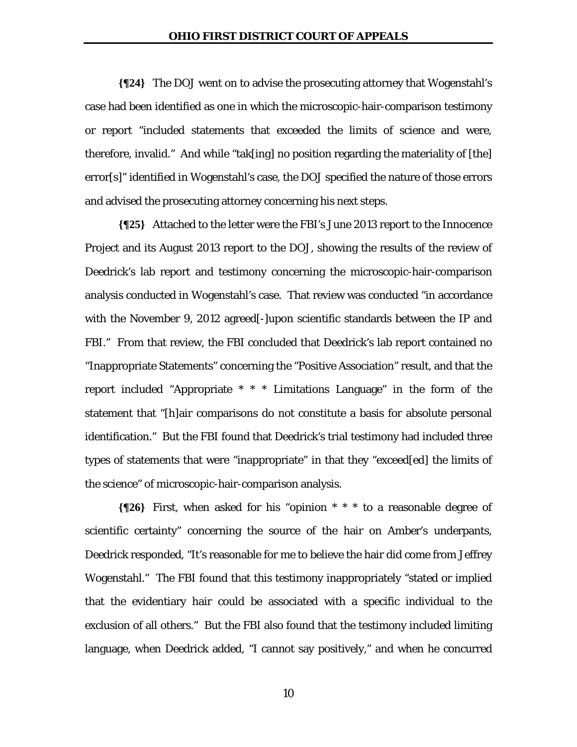**{¶24}** The DOJ went on to advise the prosecuting attorney that Wogenstahl's case had been identified as one in which the microscopic-hair-comparison testimony or report "included statements that exceeded the limits of science and were, therefore, invalid." And while "tak[ing] no position regarding the materiality of [the] error[s]" identified in Wogenstahl's case, the DOJ specified the nature of those errors and advised the prosecuting attorney concerning his next steps.

**{¶25}** Attached to the letter were the FBI's June 2013 report to the Innocence Project and its August 2013 report to the DOJ, showing the results of the review of Deedrick's lab report and testimony concerning the microscopic-hair-comparison analysis conducted in Wogenstahl's case. That review was conducted "in accordance with the November 9, 2012 agreed[-]upon scientific standards between the IP and FBI." From that review, the FBI concluded that Deedrick's lab report contained no "Inappropriate Statements" concerning the "Positive Association" result, and that the report included "Appropriate * * * Limitations Language" in the form of the statement that "[h]air comparisons do not constitute a basis for absolute personal identification." But the FBI found that Deedrick's trial testimony had included three types of statements that were "inappropriate" in that they "exceed[ed] the limits of the science" of microscopic-hair-comparison analysis.

**{¶26}** First, when asked for his "opinion * * * to a reasonable degree of scientific certainty" concerning the source of the hair on Amber's underpants, Deedrick responded, "It's reasonable for me to believe the hair did come from Jeffrey Wogenstahl." The FBI found that this testimony inappropriately "stated or implied that the evidentiary hair could be associated with a specific individual to the exclusion of all others." But the FBI also found that the testimony included limiting language, when Deedrick added, "I cannot say positively," and when he concurred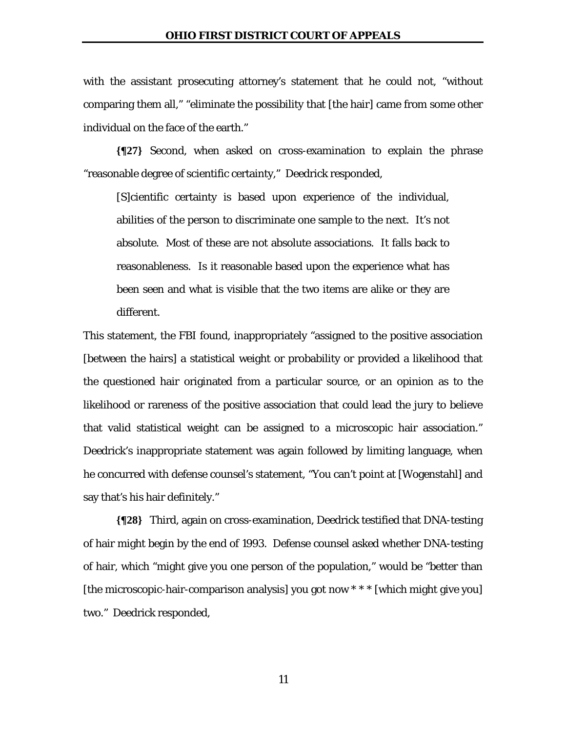with the assistant prosecuting attorney's statement that he could not, "without comparing them all," "eliminate the possibility that [the hair] came from some other individual on the face of the earth."

**{¶27}** Second, when asked on cross-examination to explain the phrase "reasonable degree of scientific certainty," Deedrick responded,

> [S]cientific certainty is based upon experience of the individual, abilities of the person to discriminate one sample to the next. It's not absolute. Most of these are not absolute associations. It falls back to reasonableness. Is it reasonable based upon the experience what has been seen and what is visible that the two items are alike or they are different.

This statement, the FBI found, inappropriately "assigned to the positive association [between the hairs] a statistical weight or probability or provided a likelihood that the questioned hair originated from a particular source, or an opinion as to the likelihood or rareness of the positive association that could lead the jury to believe that valid statistical weight can be assigned to a microscopic hair association." Deedrick's inappropriate statement was again followed by limiting language, when he concurred with defense counsel's statement, "You can't point at [Wogenstahl] and say that's his hair definitely."

**{¶28}** Third, again on cross-examination, Deedrick testified that DNA-testing of hair might begin by the end of 1993. Defense counsel asked whether DNA-testing of hair, which "might give you one person of the population," would be "better than [the microscopic-hair-comparison analysis] you got now * * * [which might give you] two." Deedrick responded,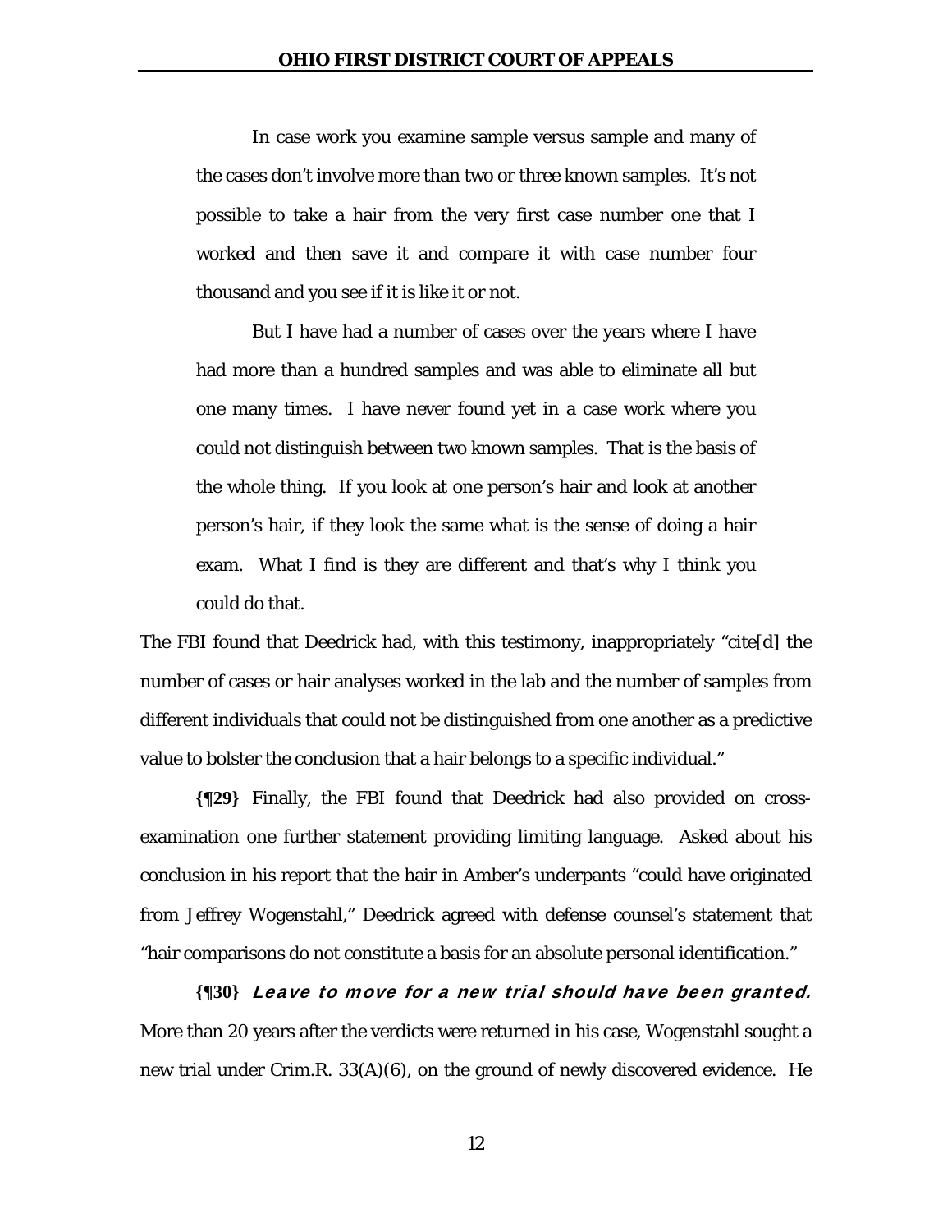> In case work you examine sample versus sample and many of the cases don't involve more than two or three known samples. It's not possible to take a hair from the very first case number one that I worked and then save it and compare it with case number four thousand and you see if it is like it or not.
>
> But I have had a number of cases over the years where I have had more than a hundred samples and was able to eliminate all but one many times. I have never found yet in a case work where you could not distinguish between two known samples. That is the basis of the whole thing. If you look at one person's hair and look at another person's hair, if they look the same what is the sense of doing a hair exam. What I find is they are different and that's why I think you could do that.

The FBI found that Deedrick had, with this testimony, inappropriately "cite[d] the number of cases or hair analyses worked in the lab and the number of samples from different individuals that could not be distinguished from one another as a predictive value to bolster the conclusion that a hair belongs to a specific individual."

**{¶29}** Finally, the FBI found that Deedrick had also provided on cross-examination one further statement providing limiting language. Asked about his conclusion in his report that the hair in Amber's underpants "could have originated from Jeffrey Wogenstahl," Deedrick agreed with defense counsel's statement that "hair comparisons do not constitute a basis for an absolute personal identification."

**{¶30}** ***Leave to move for a new trial should have been granted.*** More than 20 years after the verdicts were returned in his case, Wogenstahl sought a new trial under Crim.R. 33(A)(6), on the ground of newly discovered evidence. He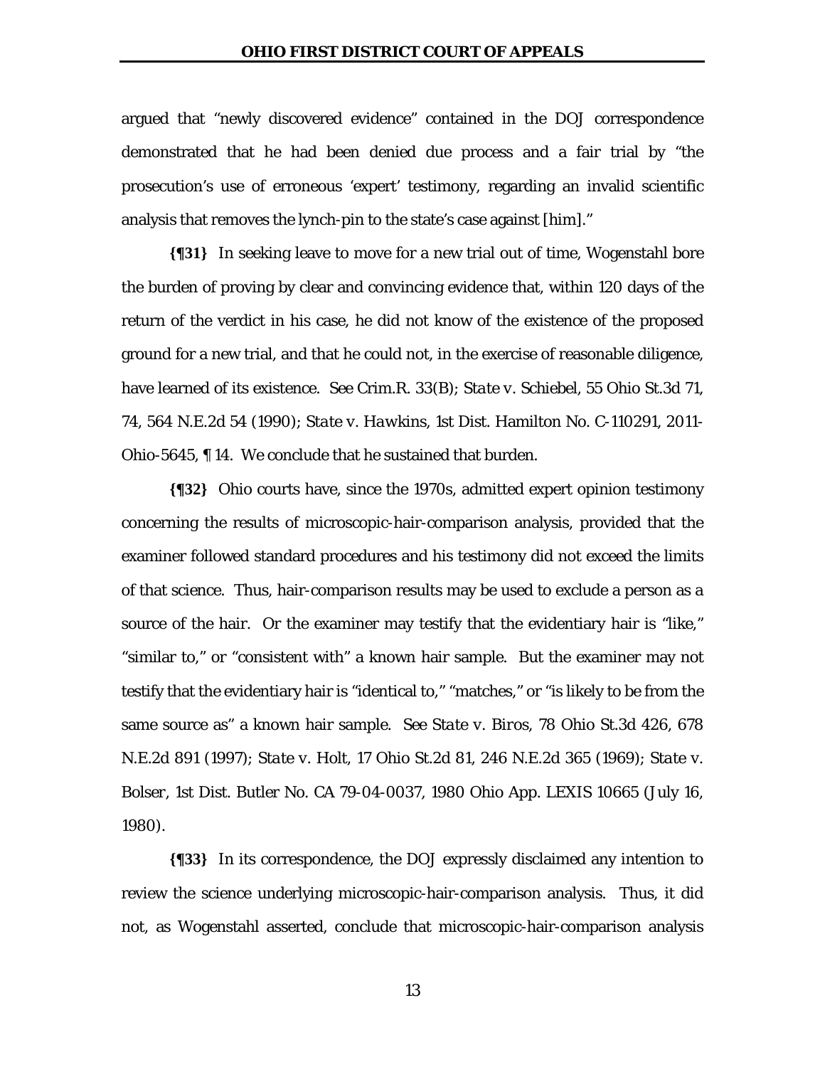argued that "newly discovered evidence" contained in the DOJ correspondence demonstrated that he had been denied due process and a fair trial by "the prosecution's use of erroneous 'expert' testimony, regarding an invalid scientific analysis that removes the lynch-pin to the state's case against [him]."

**{¶31}** In seeking leave to move for a new trial out of time, Wogenstahl bore the burden of proving by clear and convincing evidence that, within 120 days of the return of the verdict in his case, he did not know of the existence of the proposed ground for a new trial, and that he could not, in the exercise of reasonable diligence, have learned of its existence. See Crim.R. 33(B); *State v. Schiebel*, 55 Ohio St.3d 71, 74, 564 N.E.2d 54 (1990); *State v. Hawkins*, 1st Dist. Hamilton No. C-110291, 2011-Ohio-5645, ¶ 14. We conclude that he sustained that burden.

**{¶32}** Ohio courts have, since the 1970s, admitted expert opinion testimony concerning the results of microscopic-hair-comparison analysis, provided that the examiner followed standard procedures and his testimony did not exceed the limits of that science. Thus, hair-comparison results may be used to exclude a person as a source of the hair. Or the examiner may testify that the evidentiary hair is "like," "similar to," or "consistent with" a known hair sample. But the examiner may not testify that the evidentiary hair is "identical to," "matches," or "is likely to be from the same source as" a known hair sample. See *State v. Biros*, 78 Ohio St.3d 426, 678 N.E.2d 891 (1997); *State v. Holt*, 17 Ohio St.2d 81, 246 N.E.2d 365 (1969); *State v. Bolser*, 1st Dist. Butler No. CA 79-04-0037, 1980 Ohio App. LEXIS 10665 (July 16, 1980).

**{¶33}** In its correspondence, the DOJ expressly disclaimed any intention to review the science underlying microscopic-hair-comparison analysis. Thus, it did not, as Wogenstahl asserted, conclude that microscopic-hair-comparison analysis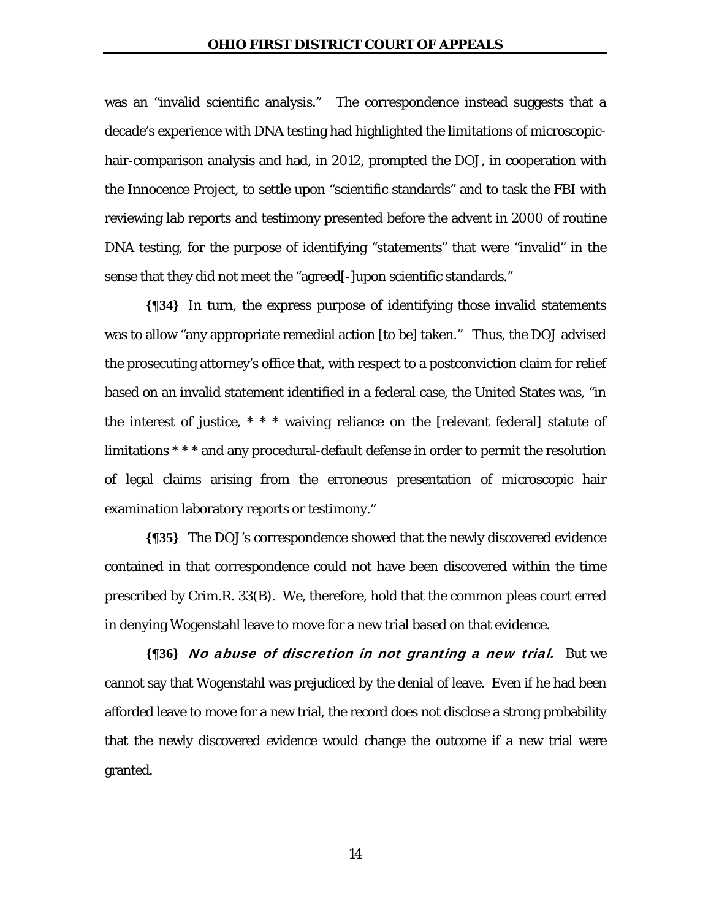was an "invalid scientific analysis." The correspondence instead suggests that a decade's experience with DNA testing had highlighted the limitations of microscopic-hair-comparison analysis and had, in 2012, prompted the DOJ, in cooperation with the Innocence Project, to settle upon "scientific standards" and to task the FBI with reviewing lab reports and testimony presented before the advent in 2000 of routine DNA testing, for the purpose of identifying "statements" that were "invalid" in the sense that they did not meet the "agreed[-]upon scientific standards."

**{¶34}** In turn, the express purpose of identifying those invalid statements was to allow "any appropriate remedial action [to be] taken." Thus, the DOJ advised the prosecuting attorney's office that, with respect to a postconviction claim for relief based on an invalid statement identified in a federal case, the United States was, "in the interest of justice, * * * waiving reliance on the [relevant federal] statute of limitations * * * and any procedural-default defense in order to permit the resolution of legal claims arising from the erroneous presentation of microscopic hair examination laboratory reports or testimony."

**{¶35}** The DOJ's correspondence showed that the newly discovered evidence contained in that correspondence could not have been discovered within the time prescribed by Crim.R. 33(B). We, therefore, hold that the common pleas court erred in denying Wogenstahl leave to move for a new trial based on that evidence.

**{¶36}** ***No abuse of discretion in not granting a new trial.*** But we cannot say that Wogenstahl was prejudiced by the denial of leave. Even if he had been afforded leave to move for a new trial, the record does not disclose a strong probability that the newly discovered evidence would change the outcome if a new trial were granted.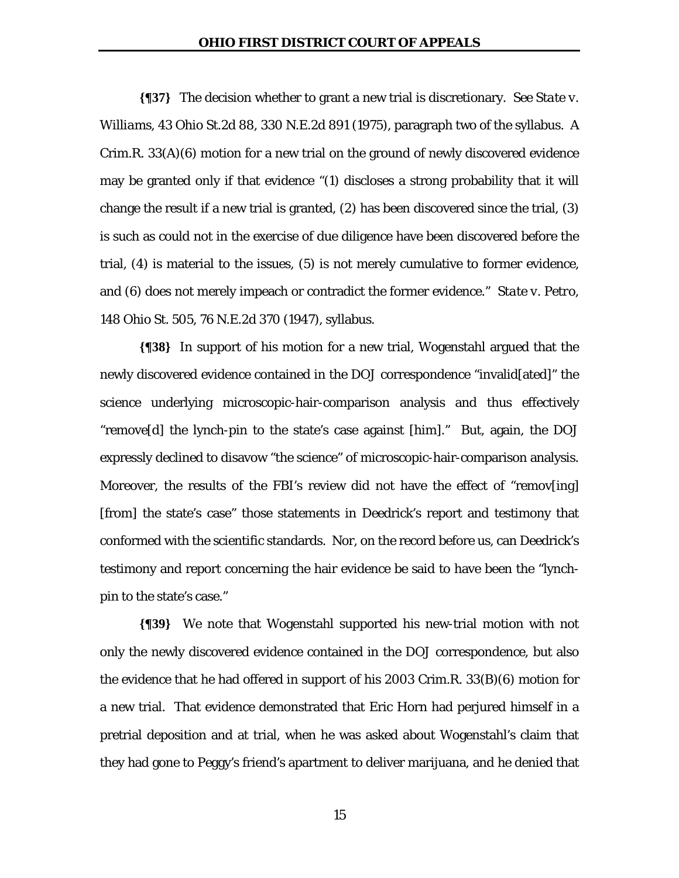**{¶37}** The decision whether to grant a new trial is discretionary. *See State v. Williams*, 43 Ohio St.2d 88, 330 N.E.2d 891 (1975), paragraph two of the syllabus. A Crim.R. 33(A)(6) motion for a new trial on the ground of newly discovered evidence may be granted only if that evidence "(1) discloses a strong probability that it will change the result if a new trial is granted, (2) has been discovered since the trial, (3) is such as could not in the exercise of due diligence have been discovered before the trial, (4) is material to the issues, (5) is not merely cumulative to former evidence, and (6) does not merely impeach or contradict the former evidence." *State v. Petro*, 148 Ohio St. 505, 76 N.E.2d 370 (1947), syllabus.

**{¶38}** In support of his motion for a new trial, Wogenstahl argued that the newly discovered evidence contained in the DOJ correspondence "invalid[ated]" the science underlying microscopic-hair-comparison analysis and thus effectively "remove[d] the lynch-pin to the state's case against [him]." But, again, the DOJ expressly declined to disavow "the science" of microscopic-hair-comparison analysis. Moreover, the results of the FBI's review did not have the effect of "remov[ing] [from] the state's case" those statements in Deedrick's report and testimony that conformed with the scientific standards. Nor, on the record before us, can Deedrick's testimony and report concerning the hair evidence be said to have been the "lynch-pin to the state's case."

**{¶39}** We note that Wogenstahl supported his new-trial motion with not only the newly discovered evidence contained in the DOJ correspondence, but also the evidence that he had offered in support of his 2003 Crim.R. 33(B)(6) motion for a new trial. That evidence demonstrated that Eric Horn had perjured himself in a pretrial deposition and at trial, when he was asked about Wogenstahl's claim that they had gone to Peggy's friend's apartment to deliver marijuana, and he denied that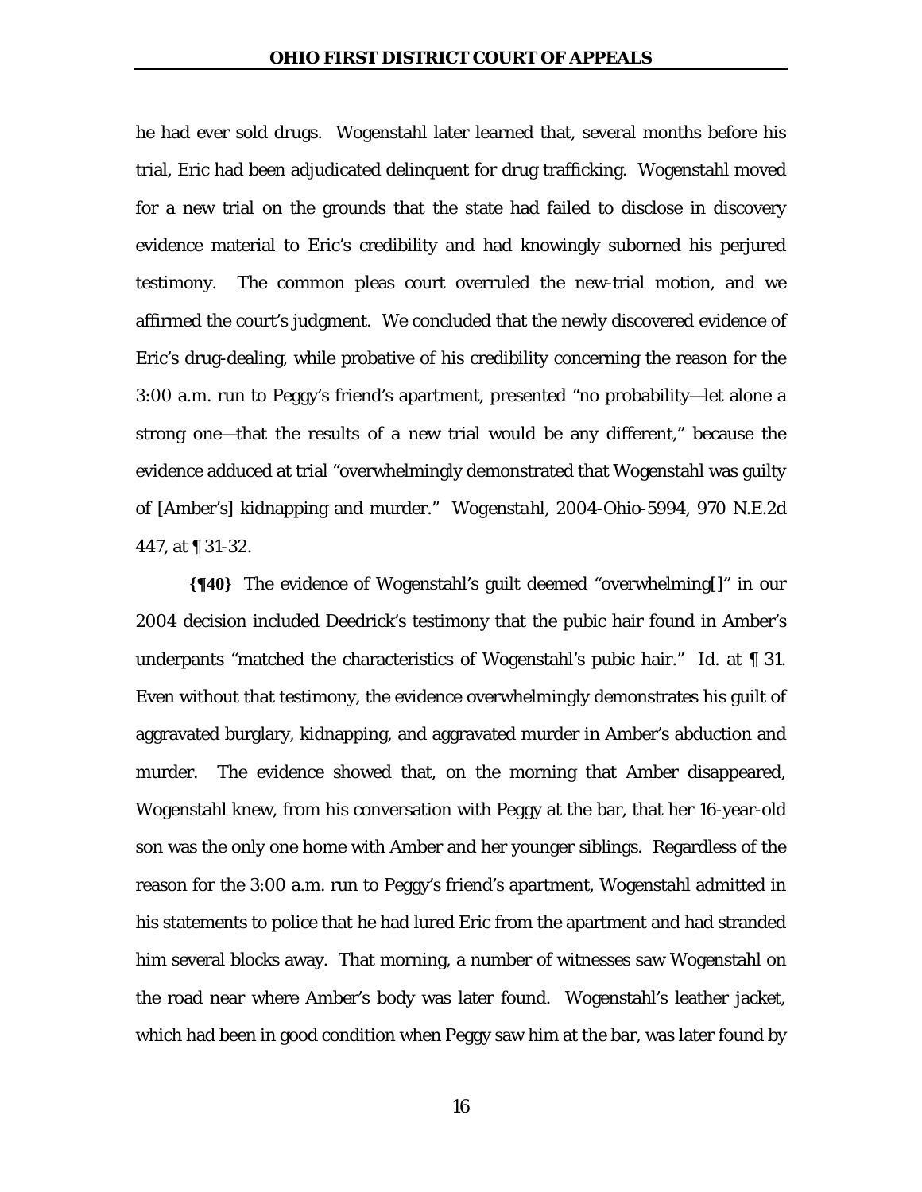he had ever sold drugs. Wogenstahl later learned that, several months before his trial, Eric had been adjudicated delinquent for drug trafficking. Wogenstahl moved for a new trial on the grounds that the state had failed to disclose in discovery evidence material to Eric's credibility and had knowingly suborned his perjured testimony. The common pleas court overruled the new-trial motion, and we affirmed the court's judgment. We concluded that the newly discovered evidence of Eric's drug-dealing, while probative of his credibility concerning the reason for the 3:00 a.m. run to Peggy's friend's apartment, presented "no probability—let alone a strong one—that the results of a new trial would be any different," because the evidence adduced at trial "overwhelmingly demonstrated that Wogenstahl was guilty of [Amber's] kidnapping and murder." *Wogenstahl*, 2004-Ohio-5994, 970 N.E.2d 447, at ¶ 31-32.

**{¶40}** The evidence of Wogenstahl's guilt deemed "overwhelming[]" in our 2004 decision included Deedrick's testimony that the pubic hair found in Amber's underpants "matched the characteristics of Wogenstahl's pubic hair." *Id.* at ¶ 31. Even without that testimony, the evidence overwhelmingly demonstrates his guilt of aggravated burglary, kidnapping, and aggravated murder in Amber's abduction and murder. The evidence showed that, on the morning that Amber disappeared, Wogenstahl knew, from his conversation with Peggy at the bar, that her 16-year-old son was the only one home with Amber and her younger siblings. Regardless of the reason for the 3:00 a.m. run to Peggy's friend's apartment, Wogenstahl admitted in his statements to police that he had lured Eric from the apartment and had stranded him several blocks away. That morning, a number of witnesses saw Wogenstahl on the road near where Amber's body was later found. Wogenstahl's leather jacket, which had been in good condition when Peggy saw him at the bar, was later found by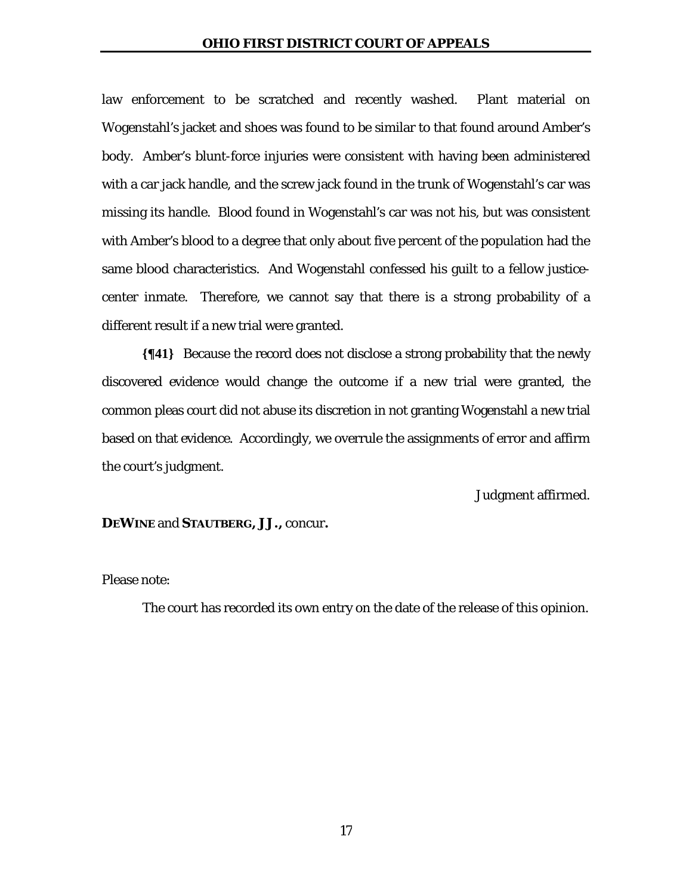law enforcement to be scratched and recently washed. Plant material on Wogenstahl's jacket and shoes was found to be similar to that found around Amber's body. Amber's blunt-force injuries were consistent with having been administered with a car jack handle, and the screw jack found in the trunk of Wogenstahl's car was missing its handle. Blood found in Wogenstahl's car was not his, but was consistent with Amber's blood to a degree that only about five percent of the population had the same blood characteristics. And Wogenstahl confessed his guilt to a fellow justice-center inmate. Therefore, we cannot say that there is a strong probability of a different result if a new trial were granted.

**{¶41}** Because the record does not disclose a strong probability that the newly discovered evidence would change the outcome if a new trial were granted, the common pleas court did not abuse its discretion in not granting Wogenstahl a new trial based on that evidence. Accordingly, we overrule the assignments of error and affirm the court's judgment.

Judgment affirmed.

**DEWINE** and **STAUTBERG, JJ.,** concur**.**

Please note:

The court has recorded its own entry on the date of the release of this opinion.